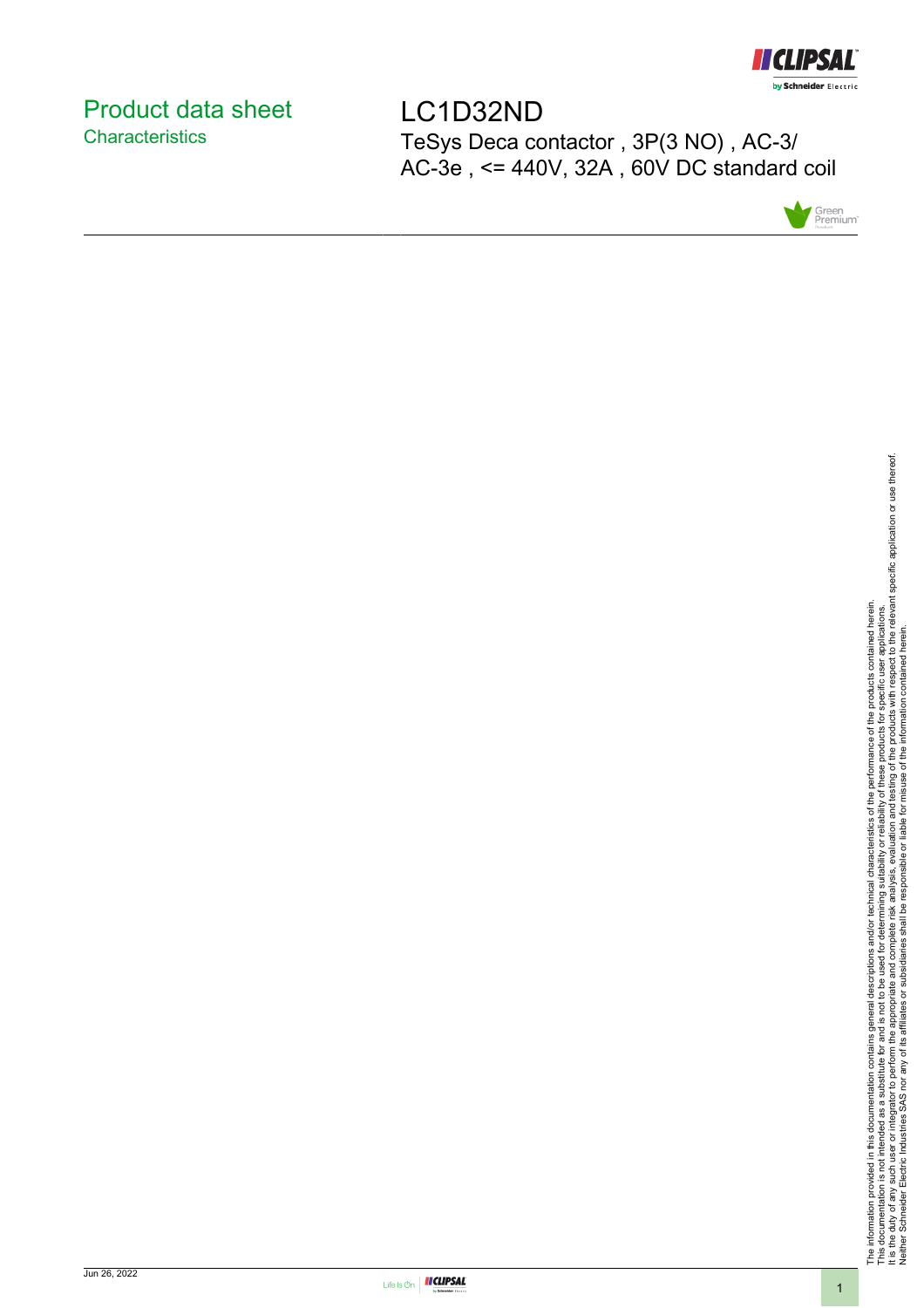# Product data sheet
## Characteristics

# LC1D32ND

TeSys Deca contactor , 3P(3 NO) , AC-3/ AC-3e , <= 440V, 32A , 60V DC standard coil

The information provided in this documentation contains general descriptions and/or technical characteristics of the performance of the products contained herein.
This documentation is not intended as a substitute for and is not to be used for determining suitability or reliability of these products for specific user applications.
It is the duty of any such user or integrator to perform the appropriate and complete risk analysis, evaluation and testing of the products with respect to the relevant specific application or use thereof.
Neither Schneider Electric Industries SAS nor any of its affiliates or subsidiaries shall be responsible or liable for misuse of the information contained herein.

Jun 26, 2022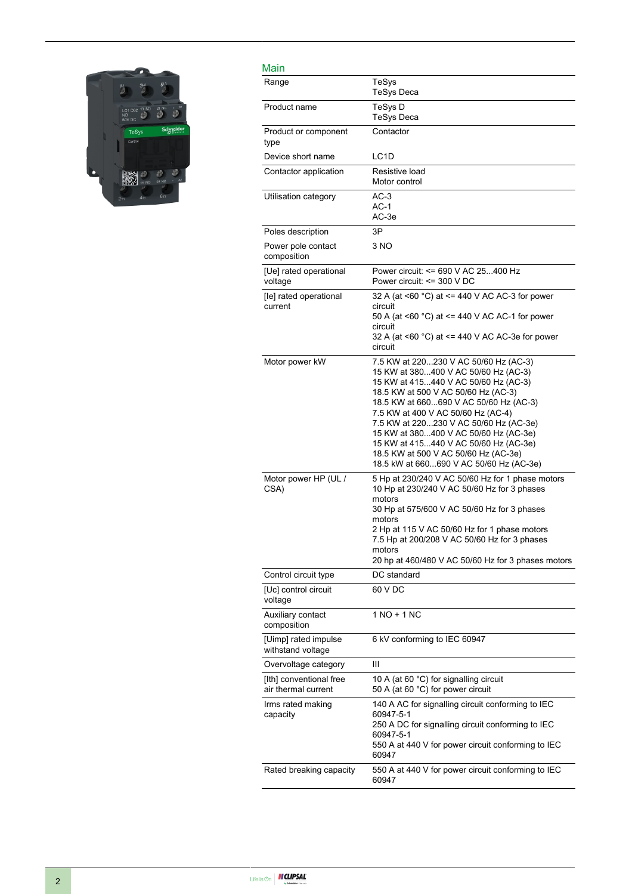## Main

| | |
|---|---|
| Range | TeSys<br>TeSys Deca |
| Product name | TeSys D<br>TeSys Deca |
| Product or component type | Contactor |
| Device short name | LC1D |
| Contactor application | Resistive load<br>Motor control |
| Utilisation category | AC-3<br>AC-1<br>AC-3e |
| Poles description | 3P |
| Power pole contact composition | 3 NO |
| [Ue] rated operational voltage | Power circuit: <= 690 V AC 25...400 Hz<br>Power circuit: <= 300 V DC |
| [Ie] rated operational current | 32 A (at <60 °C) at <= 440 V AC AC-3 for power circuit<br>50 A (at <60 °C) at <= 440 V AC AC-1 for power circuit<br>32 A (at <60 °C) at <= 440 V AC AC-3e for power circuit |
| Motor power kW | 7.5 KW at 220...230 V AC 50/60 Hz (AC-3)<br>15 KW at 380...400 V AC 50/60 Hz (AC-3)<br>15 KW at 415...440 V AC 50/60 Hz (AC-3)<br>18.5 KW at 500 V AC 50/60 Hz (AC-3)<br>18.5 KW at 660...690 V AC 50/60 Hz (AC-3)<br>7.5 KW at 400 V AC 50/60 Hz (AC-4)<br>7.5 KW at 220...230 V AC 50/60 Hz (AC-3e)<br>15 KW at 380...400 V AC 50/60 Hz (AC-3e)<br>15 KW at 415...440 V AC 50/60 Hz (AC-3e)<br>18.5 KW at 500 V AC 50/60 Hz (AC-3e)<br>18.5 kW at 660...690 V AC 50/60 Hz (AC-3e) |
| Motor power HP (UL / CSA) | 5 Hp at 230/240 V AC 50/60 Hz for 1 phase motors<br>10 Hp at 230/240 V AC 50/60 Hz for 3 phases motors<br>30 Hp at 575/600 V AC 50/60 Hz for 3 phases motors<br>2 Hp at 115 V AC 50/60 Hz for 1 phase motors<br>7.5 Hp at 200/208 V AC 50/60 Hz for 3 phases motors<br>20 hp at 460/480 V AC 50/60 Hz for 3 phases motors |
| Control circuit type | DC standard |
| [Uc] control circuit voltage | 60 V DC |
| Auxiliary contact composition | 1 NO + 1 NC |
| [Uimp] rated impulse withstand voltage | 6 kV conforming to IEC 60947 |
| Overvoltage category | III |
| [Ith] conventional free air thermal current | 10 A (at 60 °C) for signalling circuit<br>50 A (at 60 °C) for power circuit |
| Irms rated making capacity | 140 A AC for signalling circuit conforming to IEC 60947-5-1<br>250 A DC for signalling circuit conforming to IEC 60947-5-1<br>550 A at 440 V for power circuit conforming to IEC 60947 |
| Rated breaking capacity | 550 A at 440 V for power circuit conforming to IEC 60947 |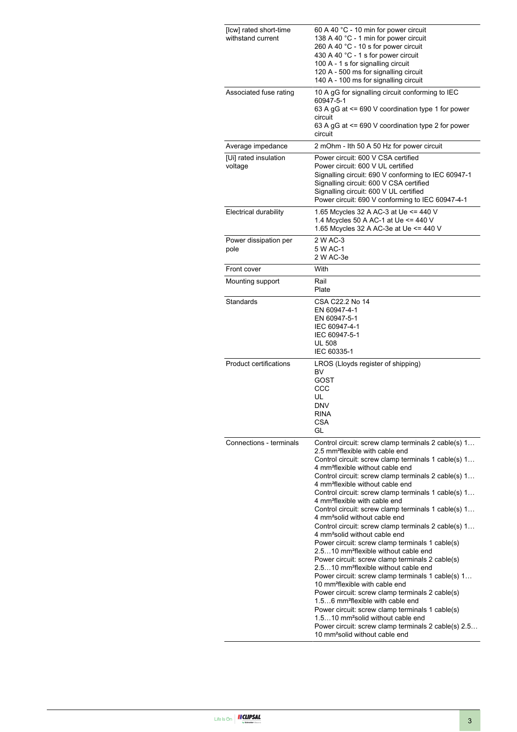| | |
|---|---|
| [Icw] rated short-time withstand current | 60 A 40 °C - 10 min for power circuit<br>138 A 40 °C - 1 min for power circuit<br>260 A 40 °C - 10 s for power circuit<br>430 A 40 °C - 1 s for power circuit<br>100 A - 1 s for signalling circuit<br>120 A - 500 ms for signalling circuit<br>140 A - 100 ms for signalling circuit |
| Associated fuse rating | 10 A gG for signalling circuit conforming to IEC 60947-5-1<br>63 A gG at <= 690 V coordination type 1 for power circuit<br>63 A gG at <= 690 V coordination type 2 for power circuit |
| Average impedance | 2 mOhm - Ith 50 A 50 Hz for power circuit |
| [Ui] rated insulation voltage | Power circuit: 600 V CSA certified<br>Power circuit: 600 V UL certified<br>Signalling circuit: 690 V conforming to IEC 60947-1<br>Signalling circuit: 600 V CSA certified<br>Signalling circuit: 600 V UL certified<br>Power circuit: 690 V conforming to IEC 60947-4-1 |
| Electrical durability | 1.65 Mcycles 32 A AC-3 at Ue <= 440 V<br>1.4 Mcycles 50 A AC-1 at Ue <= 440 V<br>1.65 Mcycles 32 A AC-3e at Ue <= 440 V |
| Power dissipation per pole | 2 W AC-3<br>5 W AC-1<br>2 W AC-3e |
| Front cover | With |
| Mounting support | Rail<br>Plate |
| Standards | CSA C22.2 No 14<br>EN 60947-4-1<br>EN 60947-5-1<br>IEC 60947-4-1<br>IEC 60947-5-1<br>UL 508<br>IEC 60335-1 |
| Product certifications | LROS (Lloyds register of shipping)<br>BV<br>GOST<br>CCC<br>UL<br>DNV<br>RINA<br>CSA<br>GL |
| Connections - terminals | Control circuit: screw clamp terminals 2 cable(s) 1…2.5 mm²flexible with cable end<br>Control circuit: screw clamp terminals 1 cable(s) 1…4 mm²flexible without cable end<br>Control circuit: screw clamp terminals 2 cable(s) 1…4 mm²flexible without cable end<br>Control circuit: screw clamp terminals 1 cable(s) 1…4 mm²flexible with cable end<br>Control circuit: screw clamp terminals 1 cable(s) 1…4 mm²solid without cable end<br>Control circuit: screw clamp terminals 2 cable(s) 1…4 mm²solid without cable end<br>Power circuit: screw clamp terminals 1 cable(s) 2.5…10 mm²flexible without cable end<br>Power circuit: screw clamp terminals 2 cable(s) 2.5…10 mm²flexible without cable end<br>Power circuit: screw clamp terminals 1 cable(s) 1…10 mm²flexible with cable end<br>Power circuit: screw clamp terminals 2 cable(s) 1.5…6 mm²flexible with cable end<br>Power circuit: screw clamp terminals 1 cable(s) 1.5…10 mm²solid without cable end<br>Power circuit: screw clamp terminals 2 cable(s) 2.5…10 mm²solid without cable end |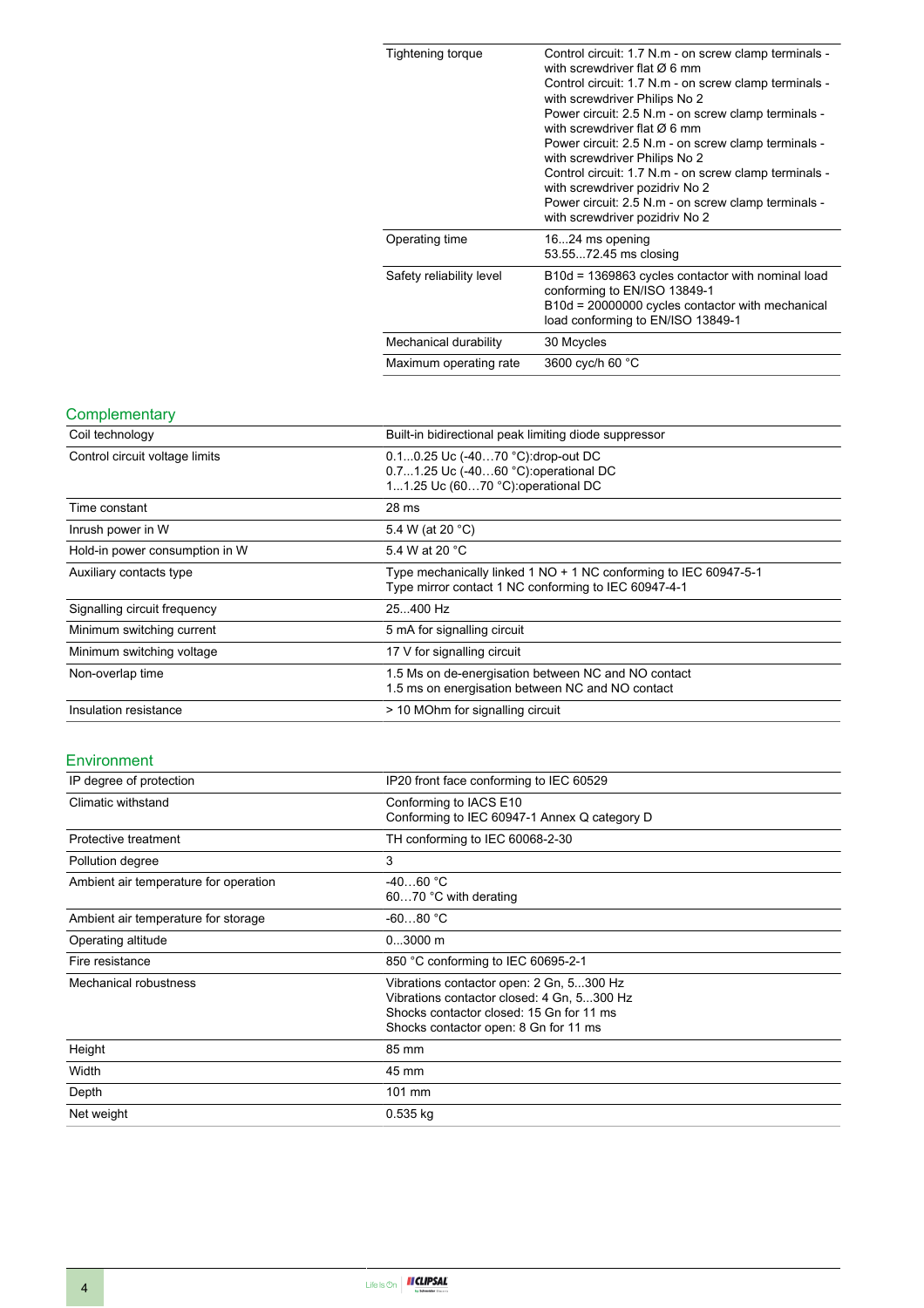| | |
|---|---|
| Tightening torque | Control circuit: 1.7 N.m - on screw clamp terminals - with screwdriver flat Ø 6 mm<br>Control circuit: 1.7 N.m - on screw clamp terminals - with screwdriver Philips No 2<br>Power circuit: 2.5 N.m - on screw clamp terminals - with screwdriver flat Ø 6 mm<br>Power circuit: 2.5 N.m - on screw clamp terminals - with screwdriver Philips No 2<br>Control circuit: 1.7 N.m - on screw clamp terminals - with screwdriver pozidriv No 2<br>Power circuit: 2.5 N.m - on screw clamp terminals - with screwdriver pozidriv No 2 |
| Operating time | 16...24 ms opening<br>53.55...72.45 ms closing |
| Safety reliability level | B10d = 1369863 cycles contactor with nominal load conforming to EN/ISO 13849-1<br>B10d = 20000000 cycles contactor with mechanical load conforming to EN/ISO 13849-1 |
| Mechanical durability | 30 Mcycles |
| Maximum operating rate | 3600 cyc/h 60 °C |

## Complementary

| | |
|---|---|
| Coil technology | Built-in bidirectional peak limiting diode suppressor |
| Control circuit voltage limits | 0.1…0.25 Uc (-40…70 °C):drop-out DC<br>0.7…1.25 Uc (-40…60 °C):operational DC<br>1…1.25 Uc (60…70 °C):operational DC |
| Time constant | 28 ms |
| Inrush power in W | 5.4 W (at 20 °C) |
| Hold-in power consumption in W | 5.4 W at 20 °C |
| Auxiliary contacts type | Type mechanically linked 1 NO + 1 NC conforming to IEC 60947-5-1<br>Type mirror contact 1 NC conforming to IEC 60947-4-1 |
| Signalling circuit frequency | 25...400 Hz |
| Minimum switching current | 5 mA for signalling circuit |
| Minimum switching voltage | 17 V for signalling circuit |
| Non-overlap time | 1.5 Ms on de-energisation between NC and NO contact<br>1.5 ms on energisation between NC and NO contact |
| Insulation resistance | > 10 MOhm for signalling circuit |

## Environment

| | |
|---|---|
| IP degree of protection | IP20 front face conforming to IEC 60529 |
| Climatic withstand | Conforming to IACS E10<br>Conforming to IEC 60947-1 Annex Q category D |
| Protective treatment | TH conforming to IEC 60068-2-30 |
| Pollution degree | 3 |
| Ambient air temperature for operation | -40…60 °C<br>60…70 °C with derating |
| Ambient air temperature for storage | -60…80 °C |
| Operating altitude | 0...3000 m |
| Fire resistance | 850 °C conforming to IEC 60695-2-1 |
| Mechanical robustness | Vibrations contactor open: 2 Gn, 5...300 Hz<br>Vibrations contactor closed: 4 Gn, 5...300 Hz<br>Shocks contactor closed: 15 Gn for 11 ms<br>Shocks contactor open: 8 Gn for 11 ms |
| Height | 85 mm |
| Width | 45 mm |
| Depth | 101 mm |
| Net weight | 0.535 kg |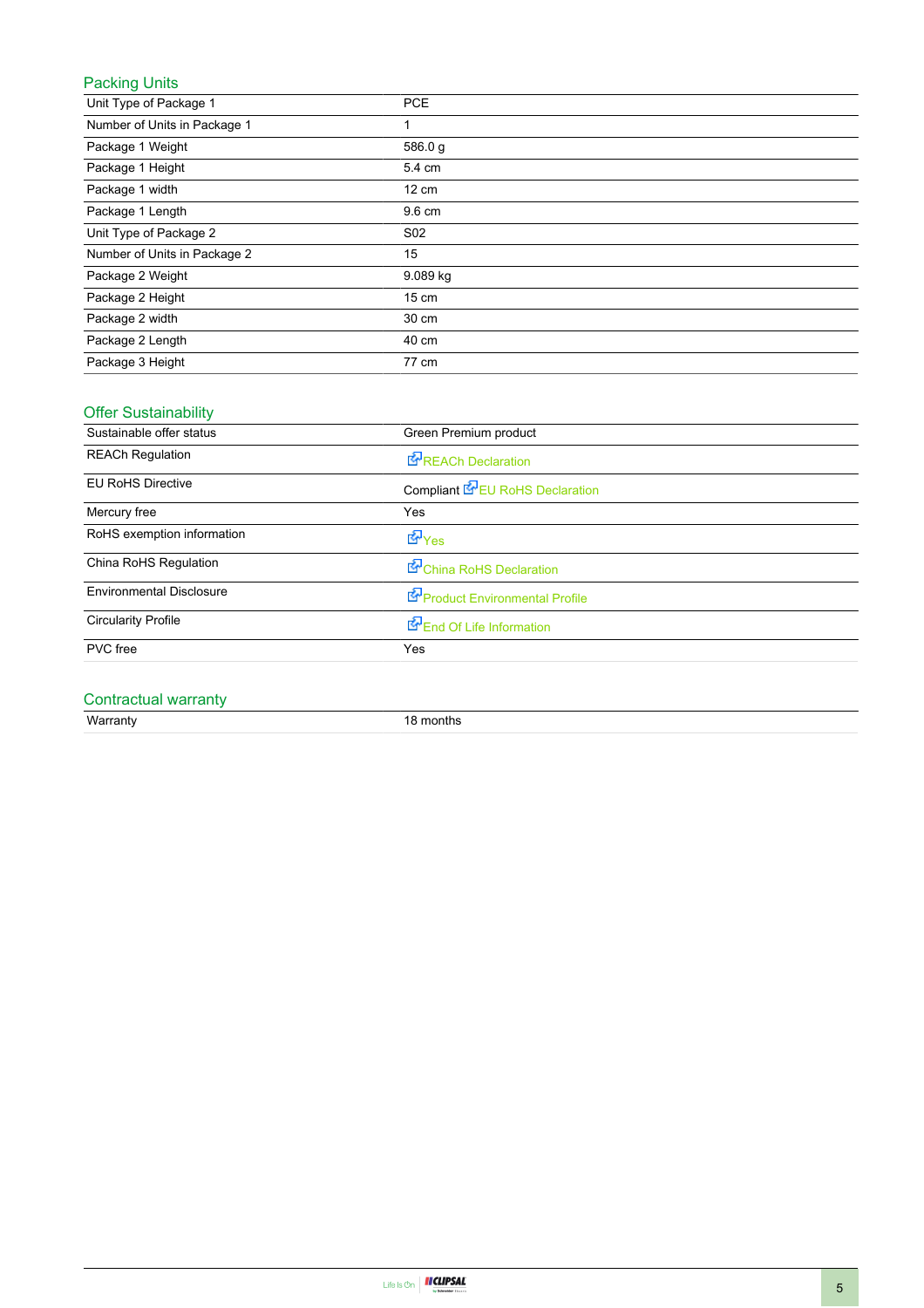## Packing Units

| | |
|---|---|
| Unit Type of Package 1 | PCE |
| Number of Units in Package 1 | 1 |
| Package 1 Weight | 586.0 g |
| Package 1 Height | 5.4 cm |
| Package 1 width | 12 cm |
| Package 1 Length | 9.6 cm |
| Unit Type of Package 2 | S02 |
| Number of Units in Package 2 | 15 |
| Package 2 Weight | 9.089 kg |
| Package 2 Height | 15 cm |
| Package 2 width | 30 cm |
| Package 2 Length | 40 cm |
| Package 3 Height | 77 cm |

## Offer Sustainability

| | |
|---|---|
| Sustainable offer status | Green Premium product |
| REACh Regulation | REACh Declaration |
| EU RoHS Directive | Compliant EU RoHS Declaration |
| Mercury free | Yes |
| RoHS exemption information | Yes |
| China RoHS Regulation | China RoHS Declaration |
| Environmental Disclosure | Product Environmental Profile |
| Circularity Profile | End Of Life Information |
| PVC free | Yes |

## Contractual warranty

| | |
|---|---|
| Warranty | 18 months |